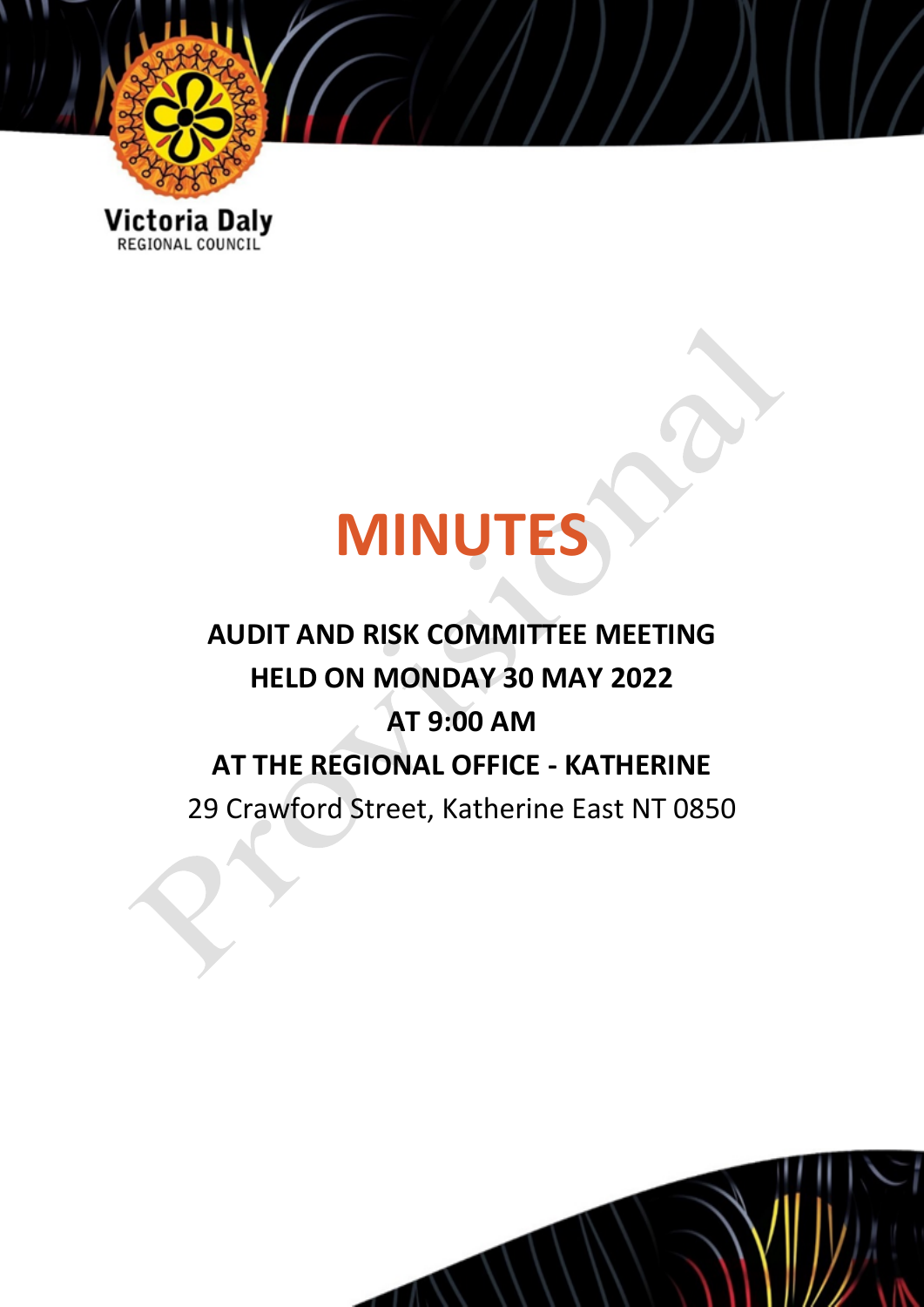Victoria Daly
REGIONAL COUNCIL

# MINUTES

**AUDIT AND RISK COMMITTEE MEETING**

**HELD ON MONDAY 30 MAY 2022**

**AT 9:00 AM**

**AT THE REGIONAL OFFICE - KATHERINE**

29 Crawford Street, Katherine East NT 0850

Provisional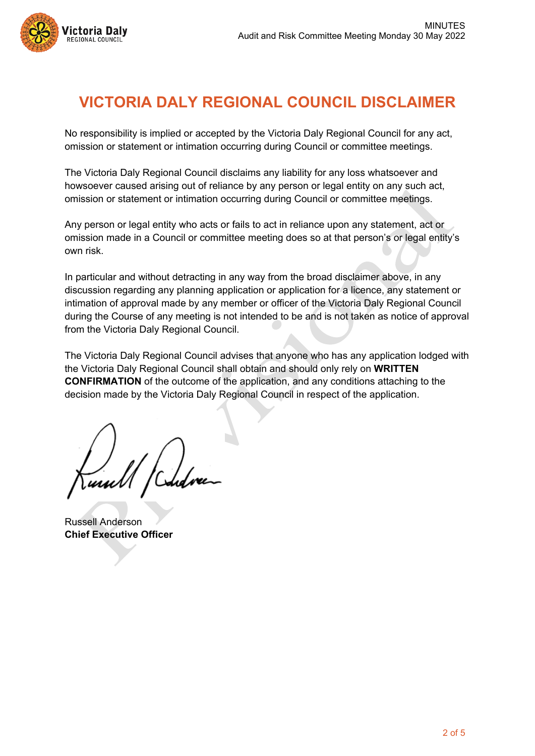# VICTORIA DALY REGIONAL COUNCIL DISCLAIMER

No responsibility is implied or accepted by the Victoria Daly Regional Council for any act, omission or statement or intimation occurring during Council or committee meetings.

The Victoria Daly Regional Council disclaims any liability for any loss whatsoever and howsoever caused arising out of reliance by any person or legal entity on any such act, omission or statement or intimation occurring during Council or committee meetings.

Any person or legal entity who acts or fails to act in reliance upon any statement, act or omission made in a Council or committee meeting does so at that person's or legal entity's own risk.

In particular and without detracting in any way from the broad disclaimer above, in any discussion regarding any planning application or application for a licence, any statement or intimation of approval made by any member or officer of the Victoria Daly Regional Council during the Course of any meeting is not intended to be and is not taken as notice of approval from the Victoria Daly Regional Council.

The Victoria Daly Regional Council advises that anyone who has any application lodged with the Victoria Daly Regional Council shall obtain and should only rely on **WRITTEN CONFIRMATION** of the outcome of the application, and any conditions attaching to the decision made by the Victoria Daly Regional Council in respect of the application.

Russell Anderson
**Chief Executive Officer**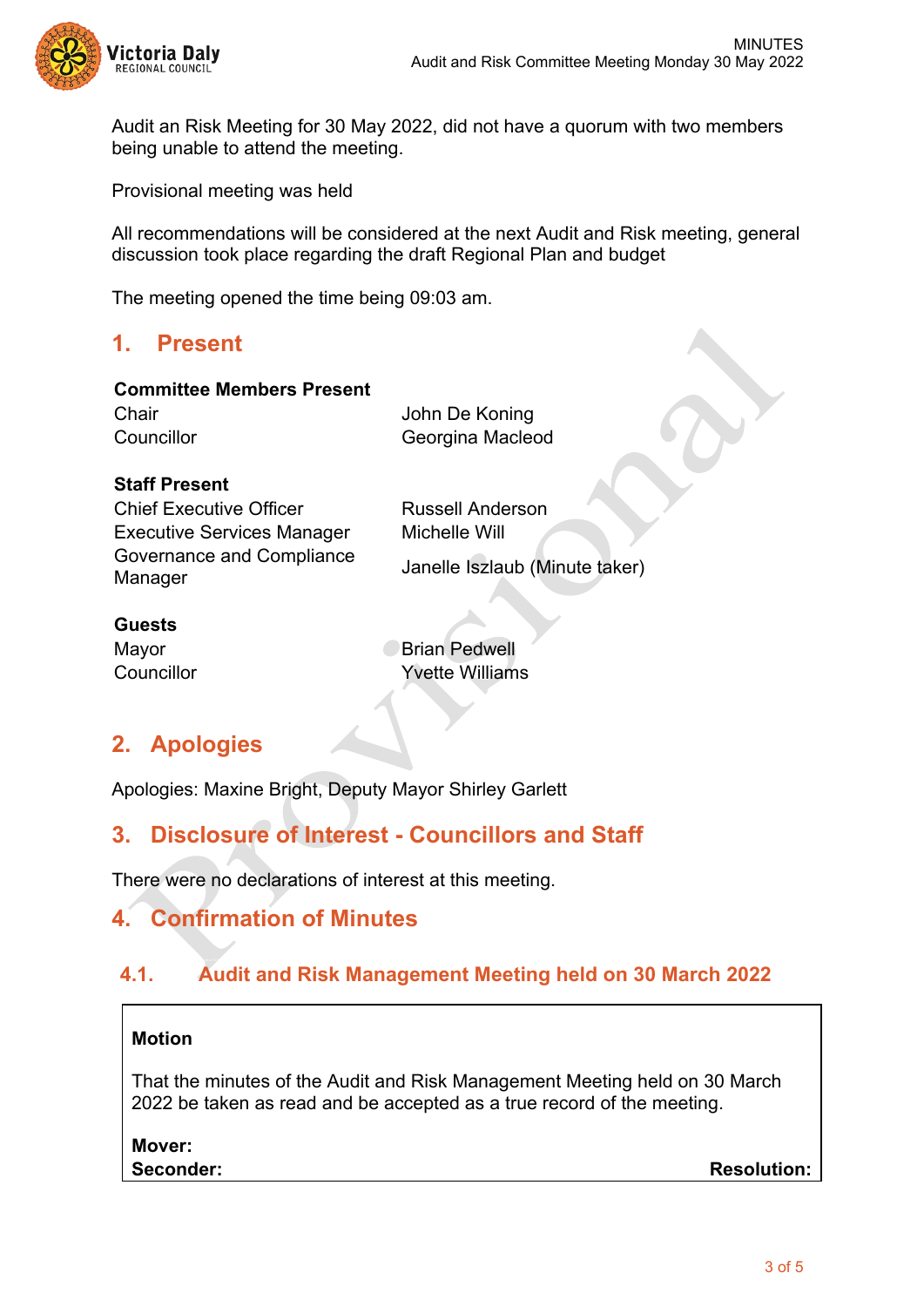Audit an Risk Meeting for 30 May 2022, did not have a quorum with two members being unable to attend the meeting.

Provisional meeting was held

All recommendations will be considered at the next Audit and Risk meeting, general discussion took place regarding the draft Regional Plan and budget

The meeting opened the time being 09:03 am.

## 1. Present

**Committee Members Present**

| | |
|---|---|
| Chair | John De Koning |
| Councillor | Georgina Macleod |

**Staff Present**

| | |
|---|---|
| Chief Executive Officer | Russell Anderson |
| Executive Services Manager | Michelle Will |
| Governance and Compliance Manager | Janelle Iszlaub (Minute taker) |

**Guests**

| | |
|---|---|
| Mayor | Brian Pedwell |
| Councillor | Yvette Williams |

## 2. Apologies

Apologies: Maxine Bright, Deputy Mayor Shirley Garlett

## 3. Disclosure of Interest - Councillors and Staff

There were no declarations of interest at this meeting.

## 4. Confirmation of Minutes

### 4.1. Audit and Risk Management Meeting held on 30 March 2022

**Motion**

That the minutes of the Audit and Risk Management Meeting held on 30 March 2022 be taken as read and be accepted as a true record of the meeting.

**Mover:**
**Seconder:** **Resolution:**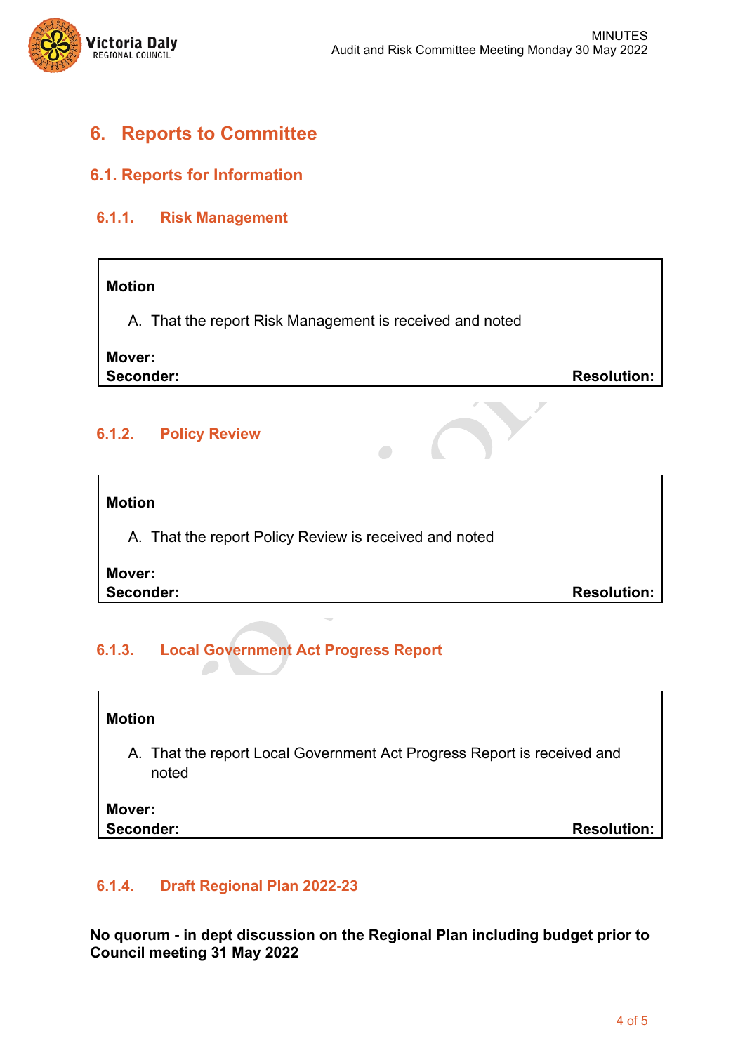# 6. Reports to Committee

## 6.1. Reports for Information

### 6.1.1. Risk Management

**Motion**

A. That the report Risk Management is received and noted

**Mover:**
**Seconder:** **Resolution:**

### 6.1.2. Policy Review

**Motion**

A. That the report Policy Review is received and noted

**Mover:**
**Seconder:** **Resolution:**

### 6.1.3. Local Government Act Progress Report

**Motion**

A. That the report Local Government Act Progress Report is received and noted

**Mover:**
**Seconder:** **Resolution:**

### 6.1.4. Draft Regional Plan 2022-23

**No quorum - in dept discussion on the Regional Plan including budget prior to Council meeting 31 May 2022**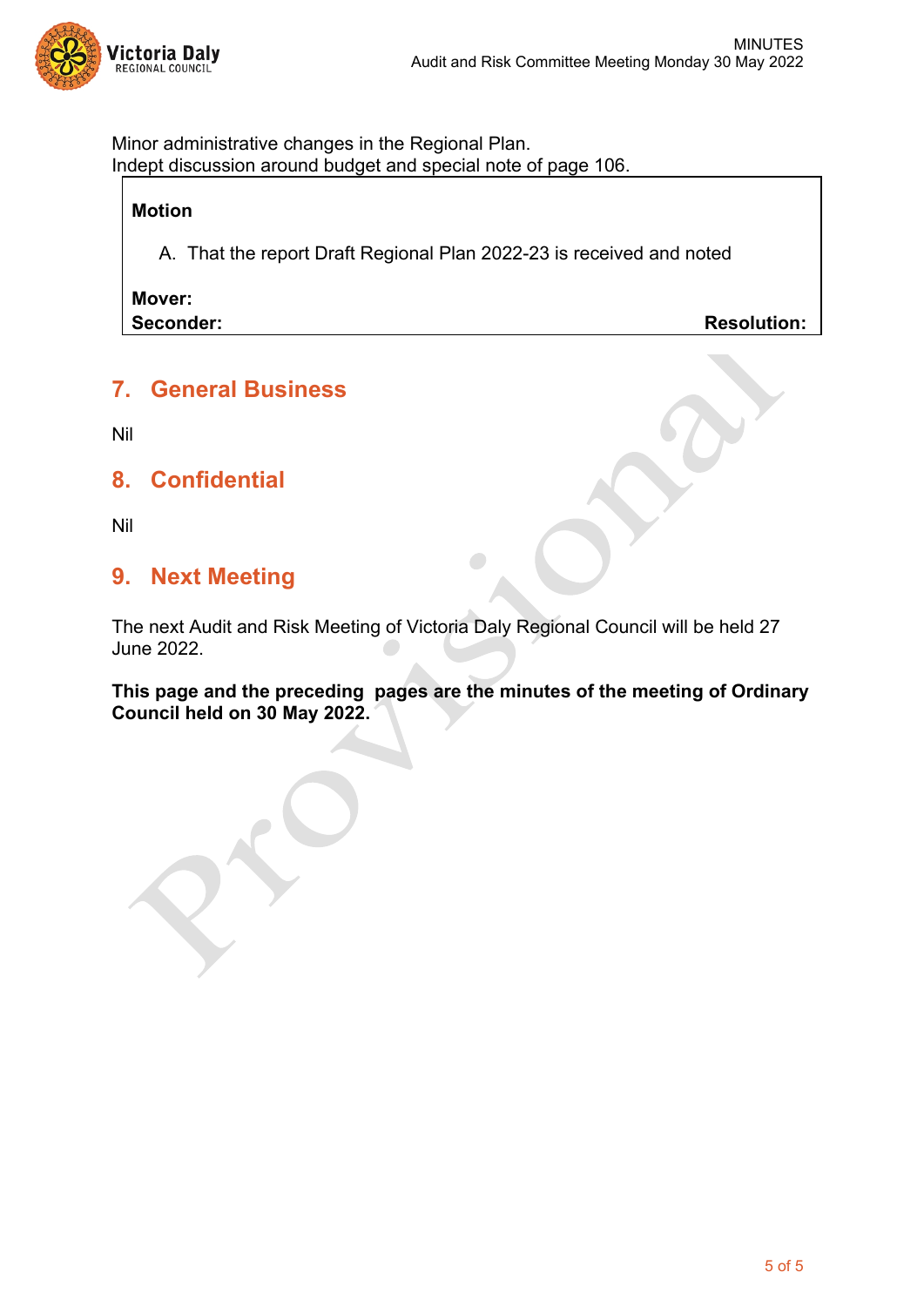Minor administrative changes in the Regional Plan.
Indept discussion around budget and special note of page 106.

**Motion**

A. That the report Draft Regional Plan 2022-23 is received and noted

**Mover:**
**Seconder:** **Resolution:**

## 7. General Business

Nil

## 8. Confidential

Nil

## 9. Next Meeting

The next Audit and Risk Meeting of Victoria Daly Regional Council will be held 27 June 2022.

**This page and the preceding pages are the minutes of the meeting of Ordinary Council held on 30 May 2022.**